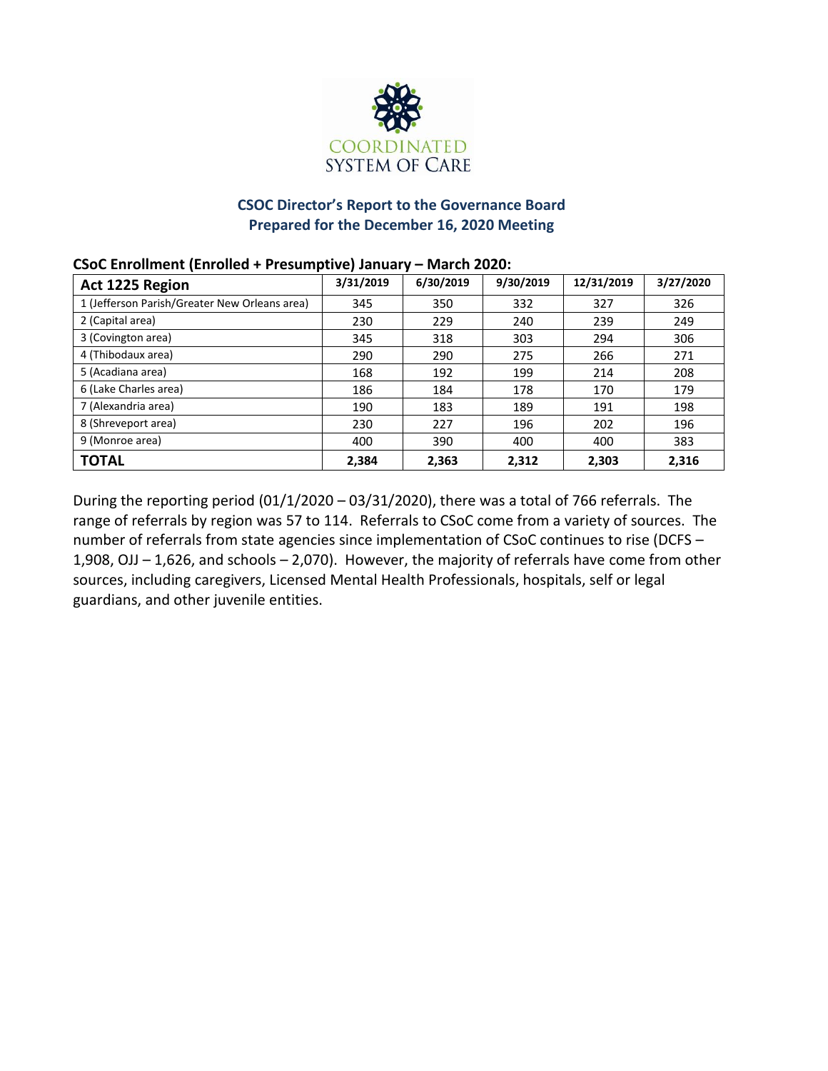COORDINATED SYSTEM OF CARE

## CSOC Director's Report to the Governance Board
## Prepared for the December 16, 2020 Meeting

**CSoC Enrollment (Enrolled + Presumptive) January – March 2020:**

| Act 1225 Region | 3/31/2019 | 6/30/2019 | 9/30/2019 | 12/31/2019 | 3/27/2020 |
|---|---|---|---|---|---|
| 1 (Jefferson Parish/Greater New Orleans area) | 345 | 350 | 332 | 327 | 326 |
| 2 (Capital area) | 230 | 229 | 240 | 239 | 249 |
| 3 (Covington area) | 345 | 318 | 303 | 294 | 306 |
| 4 (Thibodaux area) | 290 | 290 | 275 | 266 | 271 |
| 5 (Acadiana area) | 168 | 192 | 199 | 214 | 208 |
| 6 (Lake Charles area) | 186 | 184 | 178 | 170 | 179 |
| 7 (Alexandria area) | 190 | 183 | 189 | 191 | 198 |
| 8 (Shreveport area) | 230 | 227 | 196 | 202 | 196 |
| 9 (Monroe area) | 400 | 390 | 400 | 400 | 383 |
| **TOTAL** | **2,384** | **2,363** | **2,312** | **2,303** | **2,316** |

During the reporting period (01/1/2020 – 03/31/2020), there was a total of 766 referrals. The range of referrals by region was 57 to 114. Referrals to CSoC come from a variety of sources. The number of referrals from state agencies since implementation of CSoC continues to rise (DCFS – 1,908, OJJ – 1,626, and schools – 2,070). However, the majority of referrals have come from other sources, including caregivers, Licensed Mental Health Professionals, hospitals, self or legal guardians, and other juvenile entities.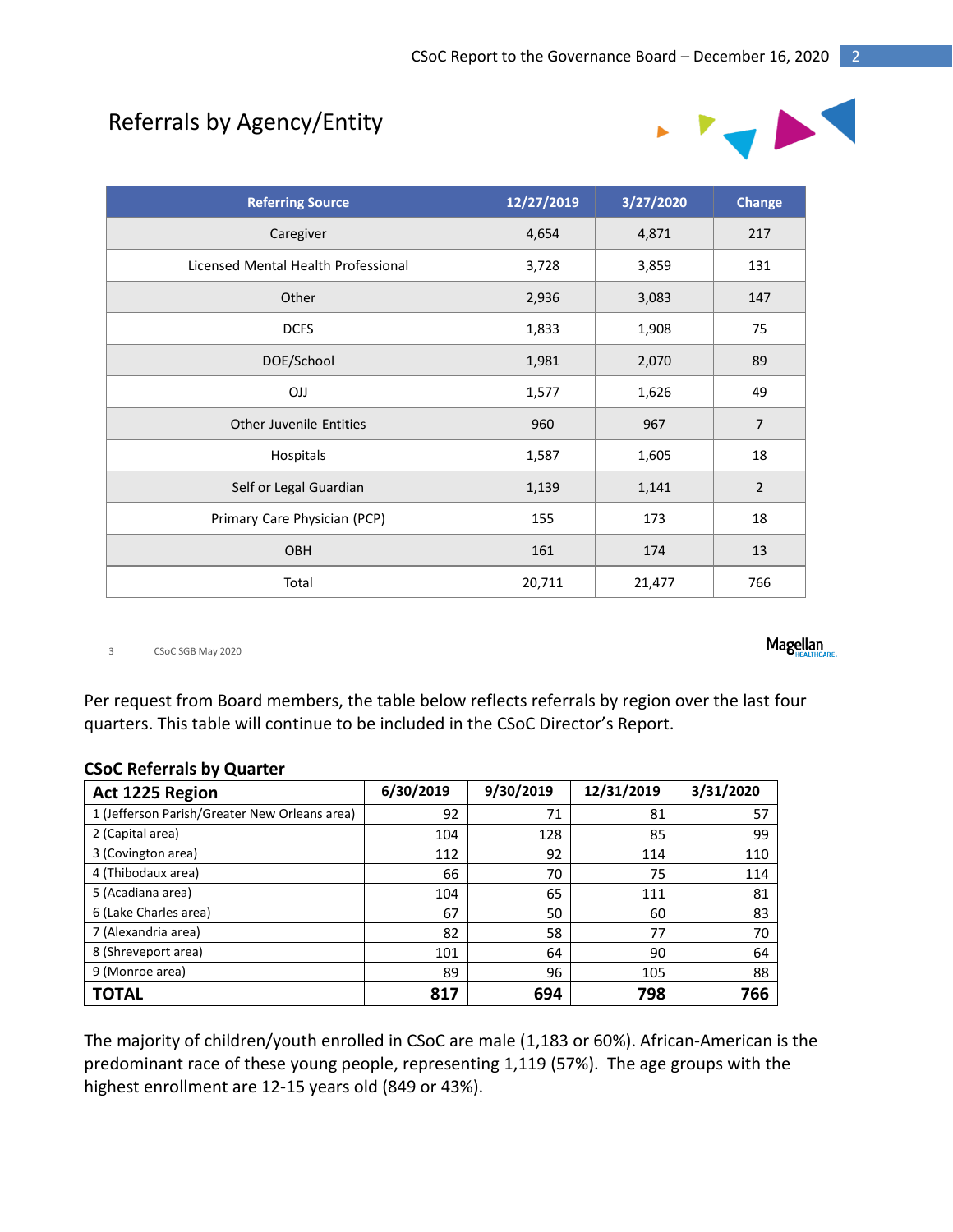## Referrals by Agency/Entity

| Referring Source | 12/27/2019 | 3/27/2020 | Change |
|---|---|---|---|
| Caregiver | 4,654 | 4,871 | 217 |
| Licensed Mental Health Professional | 3,728 | 3,859 | 131 |
| Other | 2,936 | 3,083 | 147 |
| DCFS | 1,833 | 1,908 | 75 |
| DOE/School | 1,981 | 2,070 | 89 |
| OJJ | 1,577 | 1,626 | 49 |
| Other Juvenile Entities | 960 | 967 | 7 |
| Hospitals | 1,587 | 1,605 | 18 |
| Self or Legal Guardian | 1,139 | 1,141 | 2 |
| Primary Care Physician (PCP) | 155 | 173 | 18 |
| OBH | 161 | 174 | 13 |
| Total | 20,711 | 21,477 | 766 |

3 CSoC SGB May 2020

Per request from Board members, the table below reflects referrals by region over the last four quarters. This table will continue to be included in the CSoC Director's Report.

**CSoC Referrals by Quarter**

| Act 1225 Region | 6/30/2019 | 9/30/2019 | 12/31/2019 | 3/31/2020 |
|---|---|---|---|---|
| 1 (Jefferson Parish/Greater New Orleans area) | 92 | 71 | 81 | 57 |
| 2 (Capital area) | 104 | 128 | 85 | 99 |
| 3 (Covington area) | 112 | 92 | 114 | 110 |
| 4 (Thibodaux area) | 66 | 70 | 75 | 114 |
| 5 (Acadiana area) | 104 | 65 | 111 | 81 |
| 6 (Lake Charles area) | 67 | 50 | 60 | 83 |
| 7 (Alexandria area) | 82 | 58 | 77 | 70 |
| 8 (Shreveport area) | 101 | 64 | 90 | 64 |
| 9 (Monroe area) | 89 | 96 | 105 | 88 |
| **TOTAL** | **817** | **694** | **798** | **766** |

The majority of children/youth enrolled in CSoC are male (1,183 or 60%). African-American is the predominant race of these young people, representing 1,119 (57%). The age groups with the highest enrollment are 12-15 years old (849 or 43%).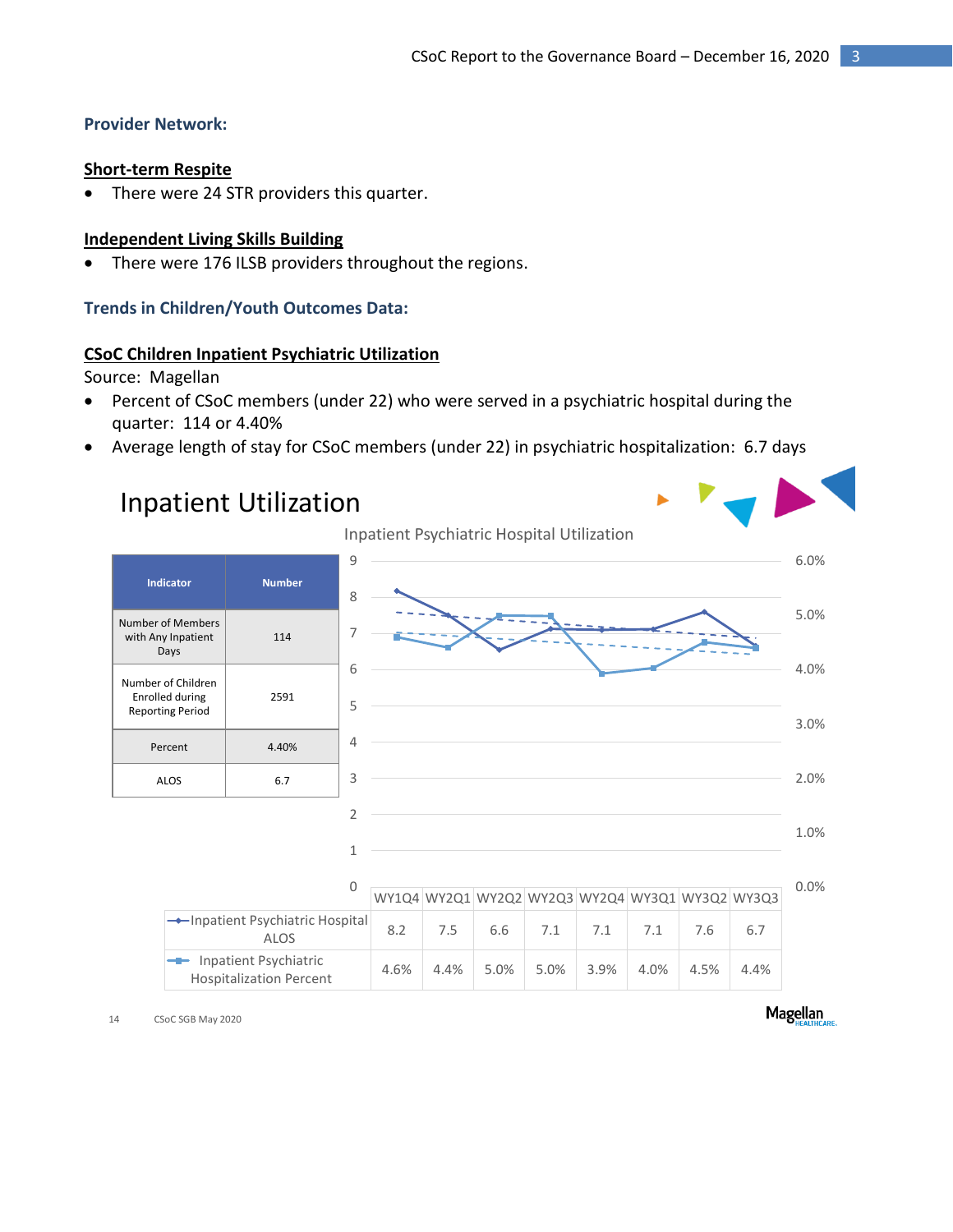### Provider Network:

**Short-term Respite**

- There were 24 STR providers this quarter.

**Independent Living Skills Building**

- There were 176 ILSB providers throughout the regions.

### Trends in Children/Youth Outcomes Data:

**CSoC Children Inpatient Psychiatric Utilization**

Source: Magellan

- Percent of CSoC members (under 22) who were served in a psychiatric hospital during the quarter: 114 or 4.40%
- Average length of stay for CSoC members (under 22) in psychiatric hospitalization: 6.7 days

## Inpatient Utilization

| Indicator | Number |
|---|---|
| Number of Members with Any Inpatient Days | 114 |
| Number of Children Enrolled during Reporting Period | 2591 |
| Percent | 4.40% |
| ALOS | 6.7 |

Inpatient Psychiatric Hospital Utilization

| | WY1Q4 | WY2Q1 | WY2Q2 | WY2Q3 | WY2Q4 | WY3Q1 | WY3Q2 | WY3Q3 |
|---|---|---|---|---|---|---|---|---|
| Inpatient Psychiatric Hospital ALOS | 8.2 | 7.5 | 6.6 | 7.1 | 7.1 | 7.1 | 7.6 | 6.7 |
| Inpatient Psychiatric Hospitalization Percent | 4.6% | 4.4% | 5.0% | 5.0% | 3.9% | 4.0% | 4.5% | 4.4% |

CSoC SGB May 2020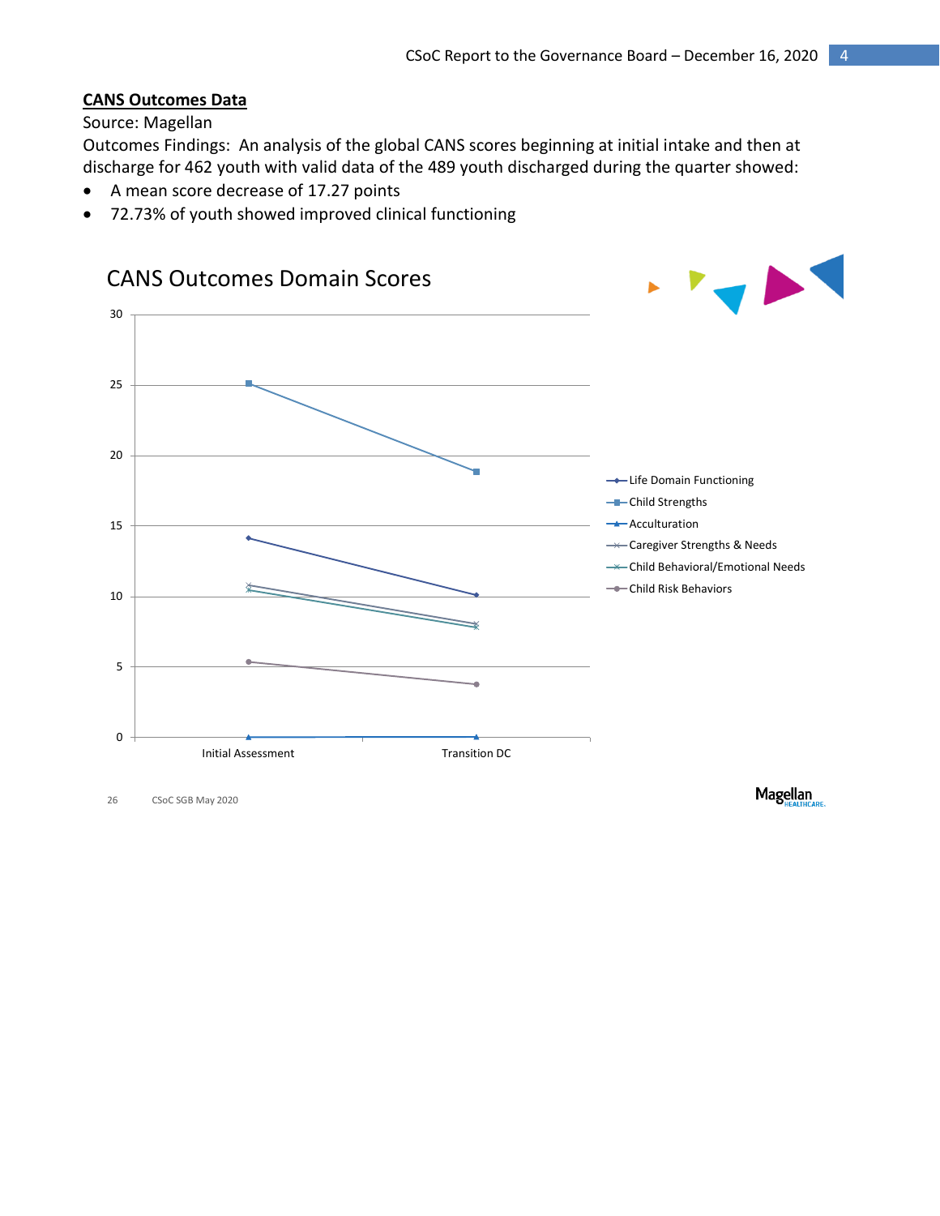**CANS Outcomes Data**

Source: Magellan

Outcomes Findings: An analysis of the global CANS scores beginning at initial intake and then at discharge for 462 youth with valid data of the 489 youth discharged during the quarter showed:

- A mean score decrease of 17.27 points
- 72.73% of youth showed improved clinical functioning

CANS Outcomes Domain Scores

26 CSoC SGB May 2020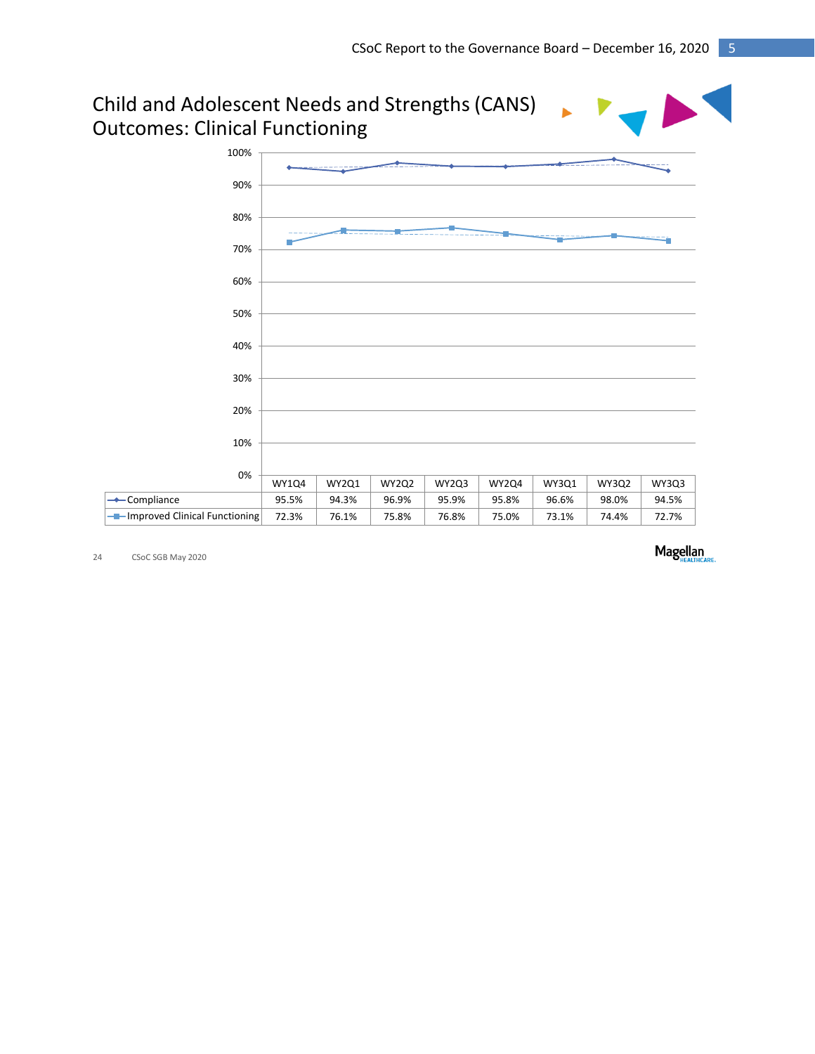# Child and Adolescent Needs and Strengths (CANS) Outcomes: Clinical Functioning

| | WY1Q4 | WY2Q1 | WY2Q2 | WY2Q3 | WY2Q4 | WY3Q1 | WY3Q2 | WY3Q3 |
|---|---|---|---|---|---|---|---|---|
| Compliance | 95.5% | 94.3% | 96.9% | 95.9% | 95.8% | 96.6% | 98.0% | 94.5% |
| Improved Clinical Functioning | 72.3% | 76.1% | 75.8% | 76.8% | 75.0% | 73.1% | 74.4% | 72.7% |

24 CSoC SGB May 2020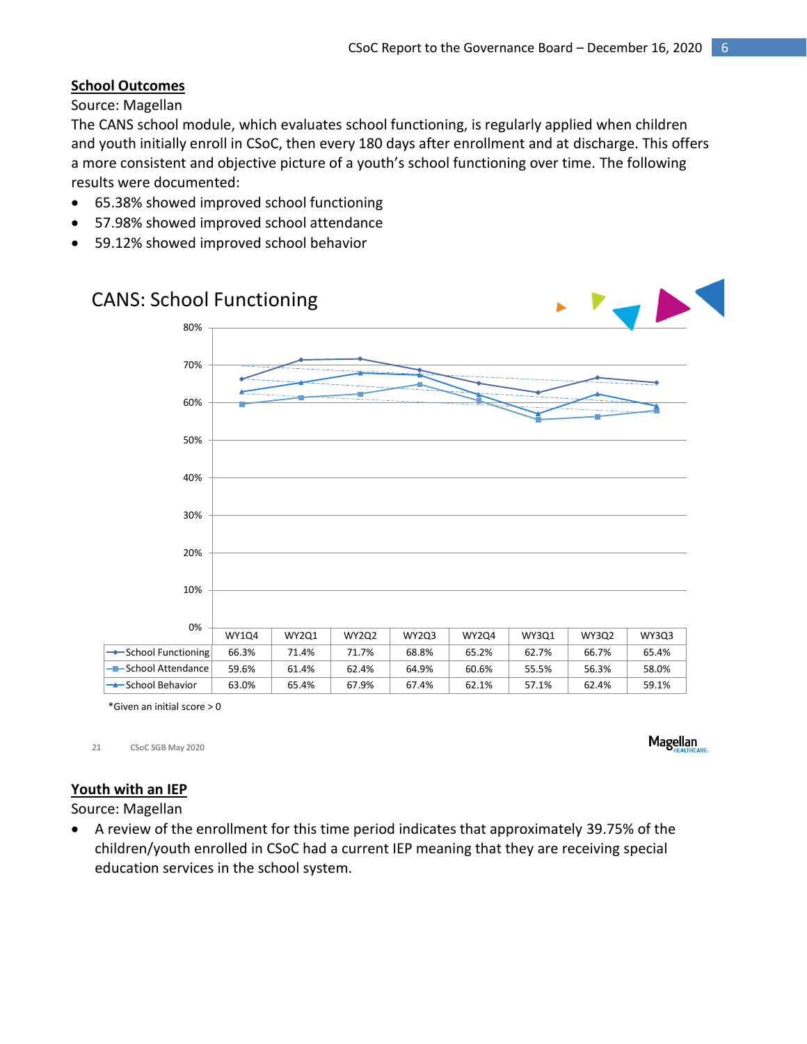**School Outcomes**

Source: Magellan

The CANS school module, which evaluates school functioning, is regularly applied when children and youth initially enroll in CSoC, then every 180 days after enrollment and at discharge. This offers a more consistent and objective picture of a youth's school functioning over time. The following results were documented:

- 65.38% showed improved school functioning
- 57.98% showed improved school attendance
- 59.12% showed improved school behavior

## CANS: School Functioning

| | WY1Q4 | WY2Q1 | WY2Q2 | WY2Q3 | WY2Q4 | WY3Q1 | WY3Q2 | WY3Q3 |
|---|---|---|---|---|---|---|---|---|
| School Functioning | 66.3% | 71.4% | 71.7% | 68.8% | 65.2% | 62.7% | 66.7% | 65.4% |
| School Attendance | 59.6% | 61.4% | 62.4% | 64.9% | 60.6% | 55.5% | 56.3% | 58.0% |
| School Behavior | 63.0% | 65.4% | 67.9% | 67.4% | 62.1% | 57.1% | 62.4% | 59.1% |

*Given an initial score > 0

21 CSoC SGB May 2020

**Youth with an IEP**

Source: Magellan

- A review of the enrollment for this time period indicates that approximately 39.75% of the children/youth enrolled in CSoC had a current IEP meaning that they are receiving special education services in the school system.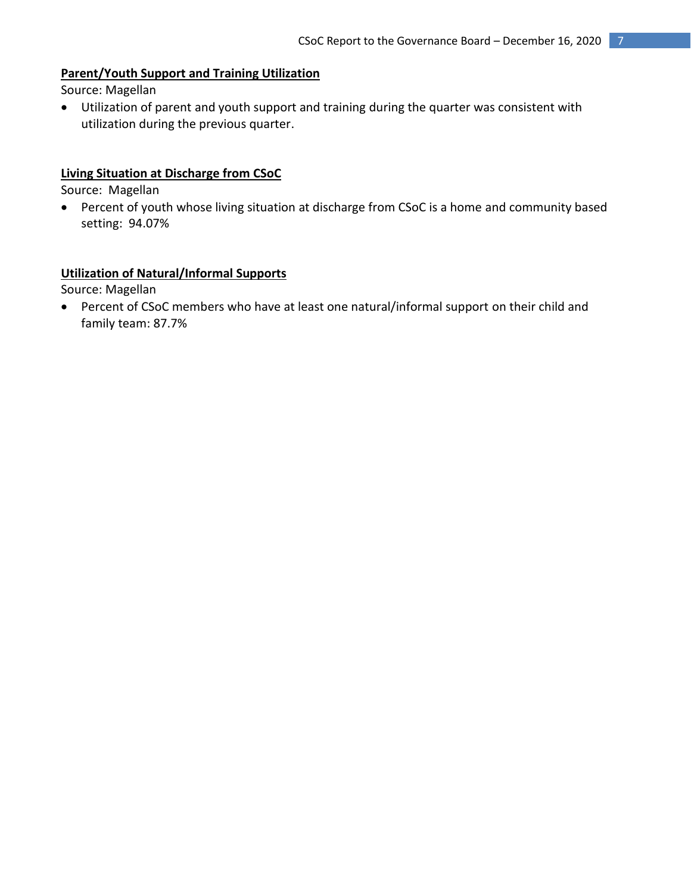**Parent/Youth Support and Training Utilization**

Source: Magellan

- Utilization of parent and youth support and training during the quarter was consistent with utilization during the previous quarter.

**Living Situation at Discharge from CSoC**

Source: Magellan

- Percent of youth whose living situation at discharge from CSoC is a home and community based setting: 94.07%

**Utilization of Natural/Informal Supports**

Source: Magellan

- Percent of CSoC members who have at least one natural/informal support on their child and family team: 87.7%